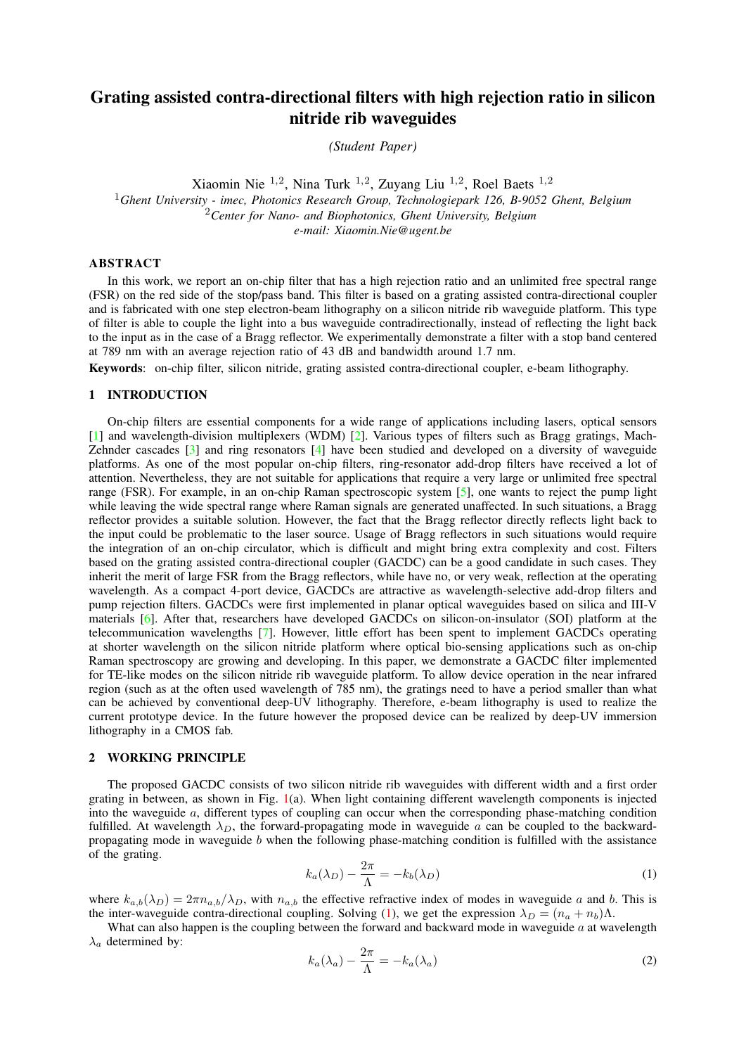# Grating assisted contra-directional filters with high rejection ratio in silicon nitride rib waveguides

*(Student Paper)*

Xiaomin Nie [1,2], Nina Turk [1,2], Zuyang Liu [1,2], Roel Baets [1,2]

[1] *Ghent University - imec, Photonics Research Group, Technologiepark 126, B-9052 Ghent, Belgium*
[2] *Center for Nano- and Biophotonics, Ghent University, Belgium*
*e-mail: Xiaomin.Nie@ugent.be*

## ABSTRACT

In this work, we report an on-chip filter that has a high rejection ratio and an unlimited free spectral range (FSR) on the red side of the stop/pass band. This filter is based on a grating assisted contra-directional coupler and is fabricated with one step electron-beam lithography on a silicon nitride rib waveguide platform. This type of filter is able to couple the light into a bus waveguide contradirectionally, instead of reflecting the light back to the input as in the case of a Bragg reflector. We experimentally demonstrate a filter with a stop band centered at 789 nm with an average rejection ratio of 43 dB and bandwidth around 1.7 nm.

**Keywords**: on-chip filter, silicon nitride, grating assisted contra-directional coupler, e-beam lithography.

## 1 INTRODUCTION

On-chip filters are essential components for a wide range of applications including lasers, optical sensors [1] and wavelength-division multiplexers (WDM) [2]. Various types of filters such as Bragg gratings, Mach-Zehnder cascades [3] and ring resonators [4] have been studied and developed on a diversity of waveguide platforms. As one of the most popular on-chip filters, ring-resonator add-drop filters have received a lot of attention. Nevertheless, they are not suitable for applications that require a very large or unlimited free spectral range (FSR). For example, in an on-chip Raman spectroscopic system [5], one wants to reject the pump light while leaving the wide spectral range where Raman signals are generated unaffected. In such situations, a Bragg reflector provides a suitable solution. However, the fact that the Bragg reflector directly reflects light back to the input could be problematic to the laser source. Usage of Bragg reflectors in such situations would require the integration of an on-chip circulator, which is difficult and might bring extra complexity and cost. Filters based on the grating assisted contra-directional coupler (GACDC) can be a good candidate in such cases. They inherit the merit of large FSR from the Bragg reflectors, while have no, or very weak, reflection at the operating wavelength. As a compact 4-port device, GACDCs are attractive as wavelength-selective add-drop filters and pump rejection filters. GACDCs were first implemented in planar optical waveguides based on silica and III-V materials [6]. After that, researchers have developed GACDCs on silicon-on-insulator (SOI) platform at the telecommunication wavelengths [7]. However, little effort has been spent to implement GACDCs operating at shorter wavelength on the silicon nitride platform where optical bio-sensing applications such as on-chip Raman spectroscopy are growing and developing. In this paper, we demonstrate a GACDC filter implemented for TE-like modes on the silicon nitride rib waveguide platform. To allow device operation in the near infrared region (such as at the often used wavelength of 785 nm), the gratings need to have a period smaller than what can be achieved by conventional deep-UV lithography. Therefore, e-beam lithography is used to realize the current prototype device. In the future however the proposed device can be realized by deep-UV immersion lithography in a CMOS fab.

## 2 WORKING PRINCIPLE

The proposed GACDC consists of two silicon nitride rib waveguides with different width and a first order grating in between, as shown in Fig. 1(a). When light containing different wavelength components is injected into the waveguide $a$, different types of coupling can occur when the corresponding phase-matching condition fulfilled. At wavelength $\lambda_D$, the forward-propagating mode in waveguide $a$ can be coupled to the backward-propagating mode in waveguide $b$ when the following phase-matching condition is fulfilled with the assistance of the grating.

$$k_a(\lambda_D) - \frac{2\pi}{\Lambda} = -k_b(\lambda_D) \tag{1}$$

where $k_{a,b}(\lambda_D) = 2\pi n_{a,b}/\lambda_D$, with $n_{a,b}$ the effective refractive index of modes in waveguide $a$ and $b$. This is the inter-waveguide contra-directional coupling. Solving (1), we get the expression $\lambda_D = (n_a + n_b)\Lambda$.

What can also happen is the coupling between the forward and backward mode in waveguide $a$ at wavelength $\lambda_a$ determined by:

$$k_a(\lambda_a) - \frac{2\pi}{\Lambda} = -k_a(\lambda_a) \tag{2}$$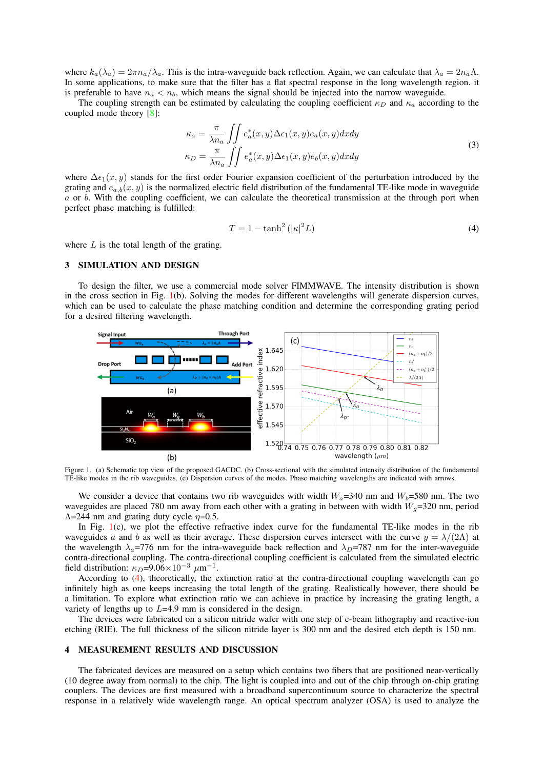where $k_a(\lambda_a) = 2\pi n_a/\lambda_a$. This is the intra-waveguide back reflection. Again, we can calculate that $\lambda_a = 2n_a\Lambda$. In some applications, to make sure that the filter has a flat spectral response in the long wavelength region. it is preferable to have $n_a < n_b$, which means the signal should be injected into the narrow waveguide.

The coupling strength can be estimated by calculating the coupling coefficient $\kappa_D$ and $\kappa_a$ according to the coupled mode theory [8]:

$$
\begin{aligned}
\kappa_a &= \frac{\pi}{\lambda n_a} \iint e_a^*(x,y)\Delta\epsilon_1(x,y)e_a(x,y)dxdy \\
\kappa_D &= \frac{\pi}{\lambda n_a} \iint e_a^*(x,y)\Delta\epsilon_1(x,y)e_b(x,y)dxdy
\end{aligned}
\tag{3}
$$

where $\Delta\epsilon_1(x,y)$ stands for the first order Fourier expansion coefficient of the perturbation introduced by the grating and $e_{a,b}(x,y)$ is the normalized electric field distribution of the fundamental TE-like mode in waveguide $a$ or $b$. With the coupling coefficient, we can calculate the theoretical transmission at the through port when perfect phase matching is fulfilled:

$$
T = 1 - \tanh^2\left(|\kappa|^2 L\right) \tag{4}
$$

where $L$ is the total length of the grating.

## 3 SIMULATION AND DESIGN

To design the filter, we use a commercial mode solver FIMMWAVE. The intensity distribution is shown in the cross section in Fig. 1(b). Solving the modes for different wavelengths will generate dispersion curves, which can be used to calculate the phase matching condition and determine the corresponding grating period for a desired filtering wavelength.

Figure 1. (a) Schematic top view of the proposed GACDC. (b) Cross-sectional with the simulated intensity distribution of the fundamental TE-like modes in the rib waveguides. (c) Dispersion curves of the modes. Phase matching wavelengths are indicated with arrows.

We consider a device that contains two rib waveguides with width $W_a$=340 nm and $W_b$=580 nm. The two waveguides are placed 780 nm away from each other with a grating in between with width $W_g$=320 nm, period $\Lambda$=244 nm and grating duty cycle $\eta$=0.5.

In Fig. 1(c), we plot the effective refractive index curve for the fundamental TE-like modes in the rib waveguides $a$ and $b$ as well as their average. These dispersion curves intersect with the curve $y = \lambda/(2\Lambda)$ at the wavelength $\lambda_a$=776 nm for the intra-waveguide back reflection and $\lambda_D$=787 nm for the inter-waveguide contra-directional coupling. The contra-directional coupling coefficient is calculated from the simulated electric field distribution: $\kappa_D$=9.06$\times$10$^{-3}$ $\mu$m$^{-1}$.

According to (4), theoretically, the extinction ratio at the contra-directional coupling wavelength can go infinitely high as one keeps increasing the total length of the grating. Realistically however, there should be a limitation. To explore what extinction ratio we can achieve in practice by increasing the grating length, a variety of lengths up to $L$=4.9 mm is considered in the design.

The devices were fabricated on a silicon nitride wafer with one step of e-beam lithography and reactive-ion etching (RIE). The full thickness of the silicon nitride layer is 300 nm and the desired etch depth is 150 nm.

## 4 MEASUREMENT RESULTS AND DISCUSSION

The fabricated devices are measured on a setup which contains two fibers that are positioned near-vertically (10 degree away from normal) to the chip. The light is coupled into and out of the chip through on-chip grating couplers. The devices are first measured with a broadband supercontinuum source to characterize the spectral response in a relatively wide wavelength range. An optical spectrum analyzer (OSA) is used to analyze the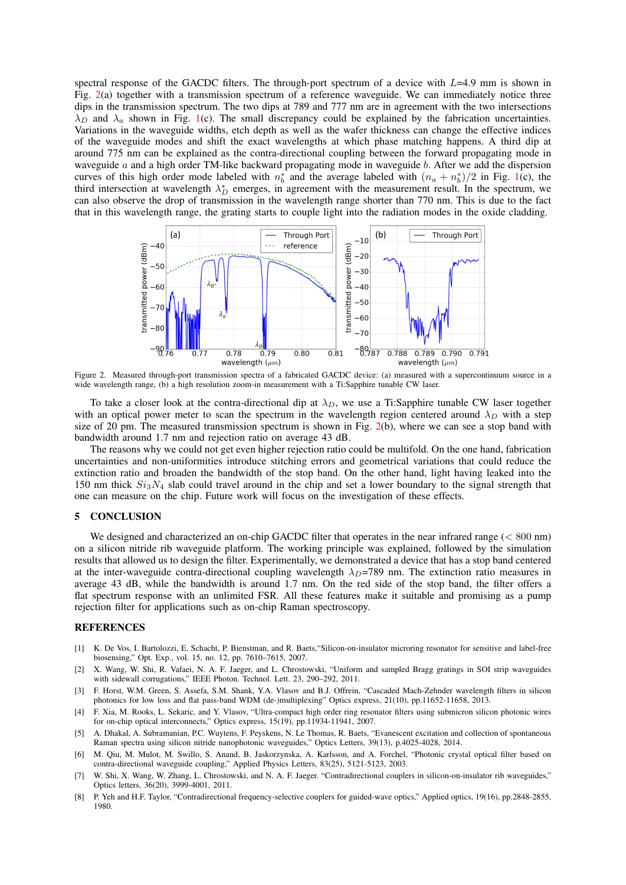spectral response of the GACDC filters. The through-port spectrum of a device with $L$=4.9 mm is shown in Fig. 2(a) together with a transmission spectrum of a reference waveguide. We can immediately notice three dips in the transmission spectrum. The two dips at 789 and 777 nm are in agreement with the two intersections $\lambda_D$ and $\lambda_a$ shown in Fig. 1(c). The small discrepancy could be explained by the fabrication uncertainties. Variations in the waveguide widths, etch depth as well as the wafer thickness can change the effective indices of the waveguide modes and shift the exact wavelengths at which phase matching happens. A third dip at around 775 nm can be explained as the contra-directional coupling between the forward propagating mode in waveguide $a$ and a high order TM-like backward propagating mode in waveguide $b$. After we add the dispersion curves of this high order mode labeled with $n_b^*$ and the average labeled with $(n_a + n_b^*)/2$ in Fig. 1(c), the third intersection at wavelength $\lambda_D^*$ emerges, in agreement with the measurement result. In the spectrum, we can also observe the drop of transmission in the wavelength range shorter than 770 nm. This is due to the fact that in this wavelength range, the grating starts to couple light into the radiation modes in the oxide cladding.

(a)
Through Port
reference
transmitted power (dBm)
−40
−50
−60
−70
−80
−90
$\lambda_{D^*}$
$\lambda_a$
$\lambda_D$
0.76 0.77 0.78 0.79 0.80 0.81
wavelength ($\mu m$)

(b)
Through Port
transmitted power (dBm)
−10
−20
−30
−40
−50
−60
−70
−80
0.787 0.788 0.789 0.790 0.791
wavelength ($\mu m$)

Figure 2. Measured through-port transmission spectra of a fabricated GACDC device: (a) measured with a supercontinuum source in a wide wavelength range, (b) a high resolution zoom-in measurement with a Ti:Sapphire tunable CW laser.

To take a closer look at the contra-directional dip at $\lambda_D$, we use a Ti:Sapphire tunable CW laser together with an optical power meter to scan the spectrum in the wavelength region centered around $\lambda_D$ with a step size of 20 pm. The measured transmission spectrum is shown in Fig. 2(b), where we can see a stop band with bandwidth around 1.7 nm and rejection ratio on average 43 dB.

The reasons why we could not get even higher rejection ratio could be multifold. On the one hand, fabrication uncertainties and non-uniformities introduce stitching errors and geometrical variations that could reduce the extinction ratio and broaden the bandwidth of the stop band. On the other hand, light having leaked into the 150 nm thick $Si_3N_4$ slab could travel around in the chip and set a lower boundary to the signal strength that one can measure on the chip. Future work will focus on the investigation of these effects.

## 5 CONCLUSION

We designed and characterized an on-chip GACDC filter that operates in the near infrared range ($<$ 800 nm) on a silicon nitride rib waveguide platform. The working principle was explained, followed by the simulation results that allowed us to design the filter. Experimentally, we demonstrated a device that has a stop band centered at the inter-waveguide contra-directional coupling wavelength $\lambda_D$=789 nm. The extinction ratio measures in average 43 dB, while the bandwidth is around 1.7 nm. On the red side of the stop band, the filter offers a flat spectrum response with an unlimited FSR. All these features make it suitable and promising as a pump rejection filter for applications such as on-chip Raman spectroscopy.

## REFERENCES

[1] K. De Vos, I. Bartolozzi, E. Schacht, P. Bienstman, and R. Baets,"Silicon-on-insulator microring resonator for sensitive and label-free biosensing," Opt. Exp., vol. 15, no. 12, pp. 7610–7615, 2007.

[2] X. Wang, W. Shi, R. Vafaei, N. A. F. Jaeger, and L. Chrostowski, "Uniform and sampled Bragg gratings in SOI strip waveguides with sidewall corrugations," IEEE Photon. Technol. Lett. 23, 290–292, 2011.

[3] F. Horst, W.M. Green, S. Assefa, S.M. Shank, Y.A. Vlasov and B.J. Offrein, "Cascaded Mach-Zehnder wavelength filters in silicon photonics for low loss and flat pass-band WDM (de-)multiplexing" Optics express, 21(10), pp.11652-11658, 2013.

[4] F. Xia, M. Rooks, L. Sekaric, and Y. Vlasov, "Ultra-compact high order ring resonator filters using submicron silicon photonic wires for on-chip optical interconnects," Optics express, 15(19), pp.11934-11941, 2007.

[5] A. Dhakal, A. Subramanian, P.C. Wuytens, F. Peyskens, N. Le Thomas, R. Baets, "Evanescent excitation and collection of spontaneous Raman spectra using silicon nitride nanophotonic waveguides," Optics Letters, 39(13), p.4025-4028, 2014.

[6] M. Qiu, M. Mulot, M. Swillo, S. Anand, B. Jaskorzynska, A. Karlsson, and A. Forchel, "Photonic crystal optical filter based on contra-directional waveguide coupling," Applied Physics Letters, 83(25), 5121-5123, 2003.

[7] W. Shi, X. Wang, W. Zhang, L. Chrostowski, and N. A. F. Jaeger. "Contradirectional couplers in silicon-on-insulator rib waveguides," Optics letters, 36(20), 3999-4001, 2011.

[8] P. Yeh and H.F. Taylor, "Contradirectional frequency-selective couplers for guided-wave optics," Applied optics, 19(16), pp.2848-2855, 1980.